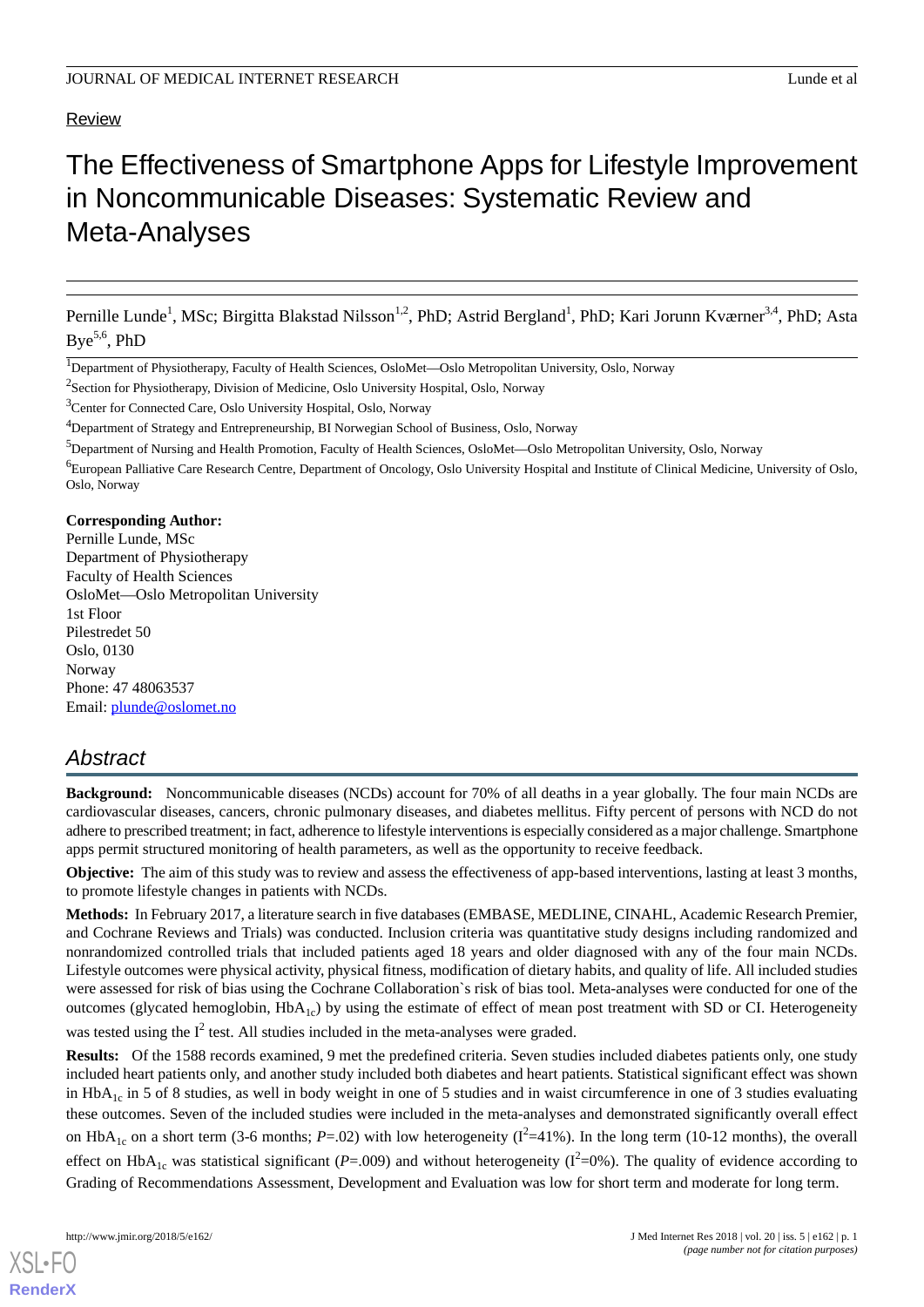Review

# The Effectiveness of Smartphone Apps for Lifestyle Improvement in Noncommunicable Diseases: Systematic Review and Meta-Analyses

Pernille Lunde[1], MSc; Birgitta Blakstad Nilsson[1,2], PhD; Astrid Bergland[1], PhD; Kari Jorunn Kværner[3,4], PhD; Asta Bye[5,6], PhD

[1]Department of Physiotherapy, Faculty of Health Sciences, OsloMet—Oslo Metropolitan University, Oslo, Norway

[2]Section for Physiotherapy, Division of Medicine, Oslo University Hospital, Oslo, Norway

[3]Center for Connected Care, Oslo University Hospital, Oslo, Norway

[4]Department of Strategy and Entrepreneurship, BI Norwegian School of Business, Oslo, Norway

[5]Department of Nursing and Health Promotion, Faculty of Health Sciences, OsloMet—Oslo Metropolitan University, Oslo, Norway

[6]European Palliative Care Research Centre, Department of Oncology, Oslo University Hospital and Institute of Clinical Medicine, University of Oslo, Oslo, Norway

**Corresponding Author:**
Pernille Lunde, MSc
Department of Physiotherapy
Faculty of Health Sciences
OsloMet—Oslo Metropolitan University
1st Floor
Pilestredet 50
Oslo, 0130
Norway
Phone: 47 48063537
Email: plunde@oslomet.no

## Abstract

**Background:** Noncommunicable diseases (NCDs) account for 70% of all deaths in a year globally. The four main NCDs are cardiovascular diseases, cancers, chronic pulmonary diseases, and diabetes mellitus. Fifty percent of persons with NCD do not adhere to prescribed treatment; in fact, adherence to lifestyle interventions is especially considered as a major challenge. Smartphone apps permit structured monitoring of health parameters, as well as the opportunity to receive feedback.

**Objective:** The aim of this study was to review and assess the effectiveness of app-based interventions, lasting at least 3 months, to promote lifestyle changes in patients with NCDs.

**Methods:** In February 2017, a literature search in five databases (EMBASE, MEDLINE, CINAHL, Academic Research Premier, and Cochrane Reviews and Trials) was conducted. Inclusion criteria was quantitative study designs including randomized and nonrandomized controlled trials that included patients aged 18 years and older diagnosed with any of the four main NCDs. Lifestyle outcomes were physical activity, physical fitness, modification of dietary habits, and quality of life. All included studies were assessed for risk of bias using the Cochrane Collaboration`s risk of bias tool. Meta-analyses were conducted for one of the outcomes (glycated hemoglobin, $HbA_{1c}$) by using the estimate of effect of mean post treatment with SD or CI. Heterogeneity was tested using the $I^2$ test. All studies included in the meta-analyses were graded.

**Results:** Of the 1588 records examined, 9 met the predefined criteria. Seven studies included diabetes patients only, one study included heart patients only, and another study included both diabetes and heart patients. Statistical significant effect was shown in $HbA_{1c}$ in 5 of 8 studies, as well in body weight in one of 5 studies and in waist circumference in one of 3 studies evaluating these outcomes. Seven of the included studies were included in the meta-analyses and demonstrated significantly overall effect on $HbA_{1c}$ on a short term (3-6 months; $P$=.02) with low heterogeneity ($I^2$=41%). In the long term (10-12 months), the overall effect on $HbA_{1c}$ was statistical significant ($P$=.009) and without heterogeneity ($I^2$=0%). The quality of evidence according to Grading of Recommendations Assessment, Development and Evaluation was low for short term and moderate for long term.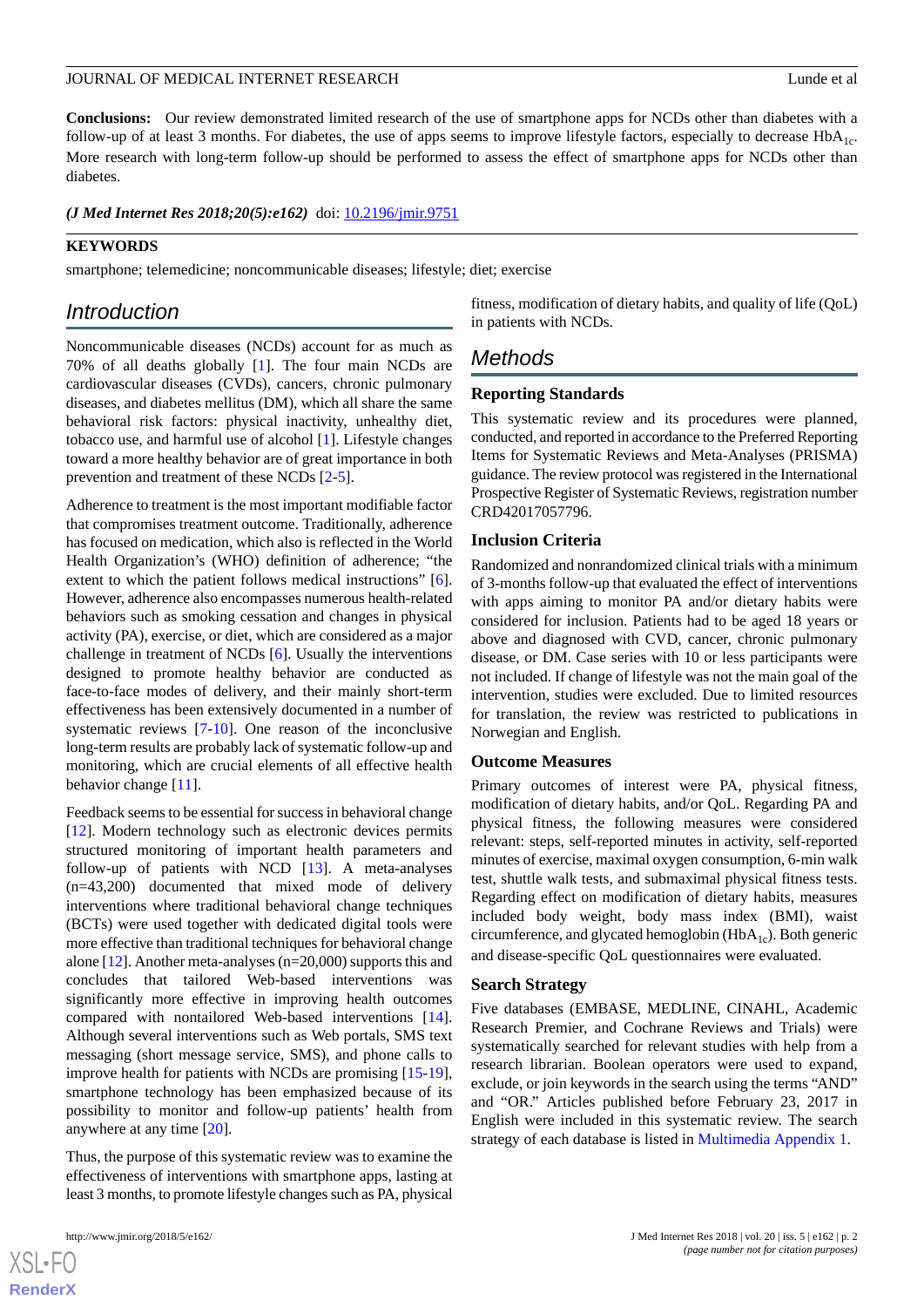**Conclusions:** Our review demonstrated limited research of the use of smartphone apps for NCDs other than diabetes with a follow-up of at least 3 months. For diabetes, the use of apps seems to improve lifestyle factors, especially to decrease $HbA_{1c}$. More research with long-term follow-up should be performed to assess the effect of smartphone apps for NCDs other than diabetes.

*(J Med Internet Res 2018;20(5):e162)* doi: 10.2196/jmir.9751

**KEYWORDS**

smartphone; telemedicine; noncommunicable diseases; lifestyle; diet; exercise

## Introduction

Noncommunicable diseases (NCDs) account for as much as 70% of all deaths globally [1]. The four main NCDs are cardiovascular diseases (CVDs), cancers, chronic pulmonary diseases, and diabetes mellitus (DM), which all share the same behavioral risk factors: physical inactivity, unhealthy diet, tobacco use, and harmful use of alcohol [1]. Lifestyle changes toward a more healthy behavior are of great importance in both prevention and treatment of these NCDs [2-5].

Adherence to treatment is the most important modifiable factor that compromises treatment outcome. Traditionally, adherence has focused on medication, which also is reflected in the World Health Organization's (WHO) definition of adherence; "the extent to which the patient follows medical instructions" [6]. However, adherence also encompasses numerous health-related behaviors such as smoking cessation and changes in physical activity (PA), exercise, or diet, which are considered as a major challenge in treatment of NCDs [6]. Usually the interventions designed to promote healthy behavior are conducted as face-to-face modes of delivery, and their mainly short-term effectiveness has been extensively documented in a number of systematic reviews [7-10]. One reason of the inconclusive long-term results are probably lack of systematic follow-up and monitoring, which are crucial elements of all effective health behavior change [11].

Feedback seems to be essential for success in behavioral change [12]. Modern technology such as electronic devices permits structured monitoring of important health parameters and follow-up of patients with NCD [13]. A meta-analyses (n=43,200) documented that mixed mode of delivery interventions where traditional behavioral change techniques (BCTs) were used together with dedicated digital tools were more effective than traditional techniques for behavioral change alone [12]. Another meta-analyses (n=20,000) supports this and concludes that tailored Web-based interventions was significantly more effective in improving health outcomes compared with nontailored Web-based interventions [14]. Although several interventions such as Web portals, SMS text messaging (short message service, SMS), and phone calls to improve health for patients with NCDs are promising [15-19], smartphone technology has been emphasized because of its possibility to monitor and follow-up patients' health from anywhere at any time [20].

Thus, the purpose of this systematic review was to examine the effectiveness of interventions with smartphone apps, lasting at least 3 months, to promote lifestyle changes such as PA, physical fitness, modification of dietary habits, and quality of life (QoL) in patients with NCDs.

## Methods

### Reporting Standards

This systematic review and its procedures were planned, conducted, and reported in accordance to the Preferred Reporting Items for Systematic Reviews and Meta-Analyses (PRISMA) guidance. The review protocol was registered in the International Prospective Register of Systematic Reviews, registration number CRD42017057796.

### Inclusion Criteria

Randomized and nonrandomized clinical trials with a minimum of 3-months follow-up that evaluated the effect of interventions with apps aiming to monitor PA and/or dietary habits were considered for inclusion. Patients had to be aged 18 years or above and diagnosed with CVD, cancer, chronic pulmonary disease, or DM. Case series with 10 or less participants were not included. If change of lifestyle was not the main goal of the intervention, studies were excluded. Due to limited resources for translation, the review was restricted to publications in Norwegian and English.

### Outcome Measures

Primary outcomes of interest were PA, physical fitness, modification of dietary habits, and/or QoL. Regarding PA and physical fitness, the following measures were considered relevant: steps, self-reported minutes in activity, self-reported minutes of exercise, maximal oxygen consumption, 6-min walk test, shuttle walk tests, and submaximal physical fitness tests. Regarding effect on modification of dietary habits, measures included body weight, body mass index (BMI), waist circumference, and glycated hemoglobin ($HbA_{1c}$). Both generic and disease-specific QoL questionnaires were evaluated.

### Search Strategy

Five databases (EMBASE, MEDLINE, CINAHL, Academic Research Premier, and Cochrane Reviews and Trials) were systematically searched for relevant studies with help from a research librarian. Boolean operators were used to expand, exclude, or join keywords in the search using the terms "AND" and "OR." Articles published before February 23, 2017 in English were included in this systematic review. The search strategy of each database is listed in Multimedia Appendix 1.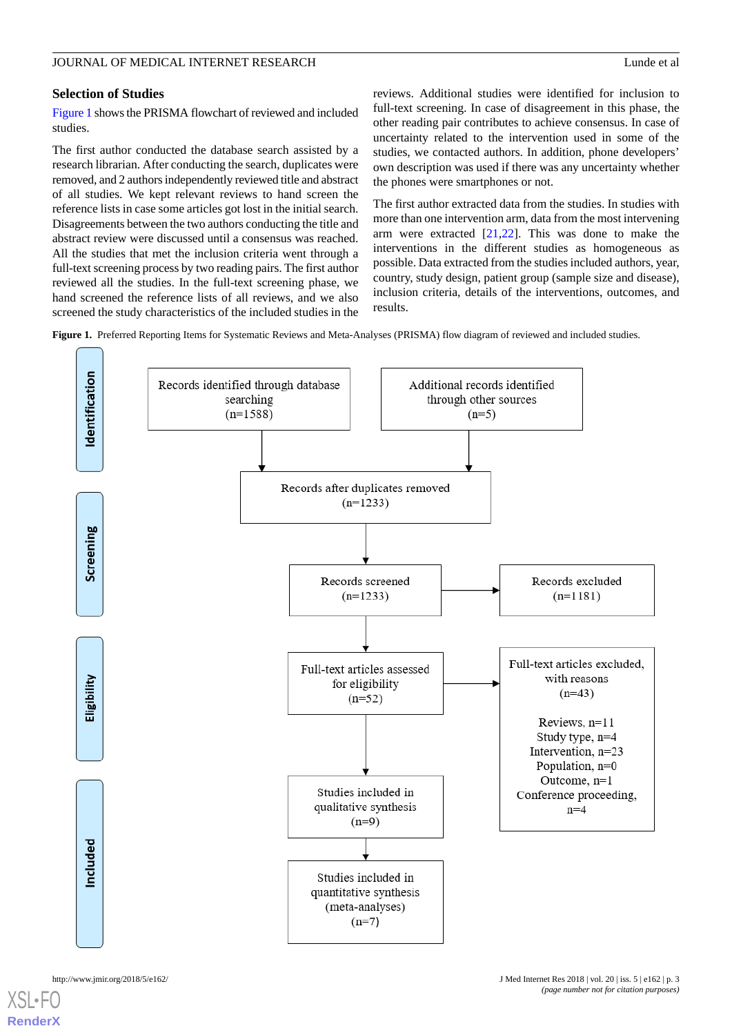### Selection of Studies

Figure 1 shows the PRISMA flowchart of reviewed and included studies.

The first author conducted the database search assisted by a research librarian. After conducting the search, duplicates were removed, and 2 authors independently reviewed title and abstract of all studies. We kept relevant reviews to hand screen the reference lists in case some articles got lost in the initial search. Disagreements between the two authors conducting the title and abstract review were discussed until a consensus was reached. All the studies that met the inclusion criteria went through a full-text screening process by two reading pairs. The first author reviewed all the studies. In the full-text screening phase, we hand screened the reference lists of all reviews, and we also screened the study characteristics of the included studies in the reviews. Additional studies were identified for inclusion to full-text screening. In case of disagreement in this phase, the other reading pair contributes to achieve consensus. In case of uncertainty related to the intervention used in some of the studies, we contacted authors. In addition, phone developers' own description was used if there was any uncertainty whether the phones were smartphones or not.

The first author extracted data from the studies. In studies with more than one intervention arm, data from the most intervening arm were extracted [21,22]. This was done to make the interventions in the different studies as homogeneous as possible. Data extracted from the studies included authors, year, country, study design, patient group (sample size and disease), inclusion criteria, details of the interventions, outcomes, and results.

**Figure 1.** Preferred Reporting Items for Systematic Reviews and Meta-Analyses (PRISMA) flow diagram of reviewed and included studies.

**Identification**

- Records identified through database searching (n=1588)
- Additional records identified through other sources (n=5)

**Screening**

- Records after duplicates removed (n=1233)
- Records screened (n=1233)
- Records excluded (n=1181)

**Eligibility**

- Full-text articles assessed for eligibility (n=52)
- Full-text articles excluded, with reasons (n=43)
  - Reviews, n=11
  - Study type, n=4
  - Intervention, n=23
  - Population, n=0
  - Outcome, n=1
  - Conference proceeding, n=4

**Included**

- Studies included in qualitative synthesis (n=9)
- Studies included in quantitative synthesis (meta-analyses) (n=7)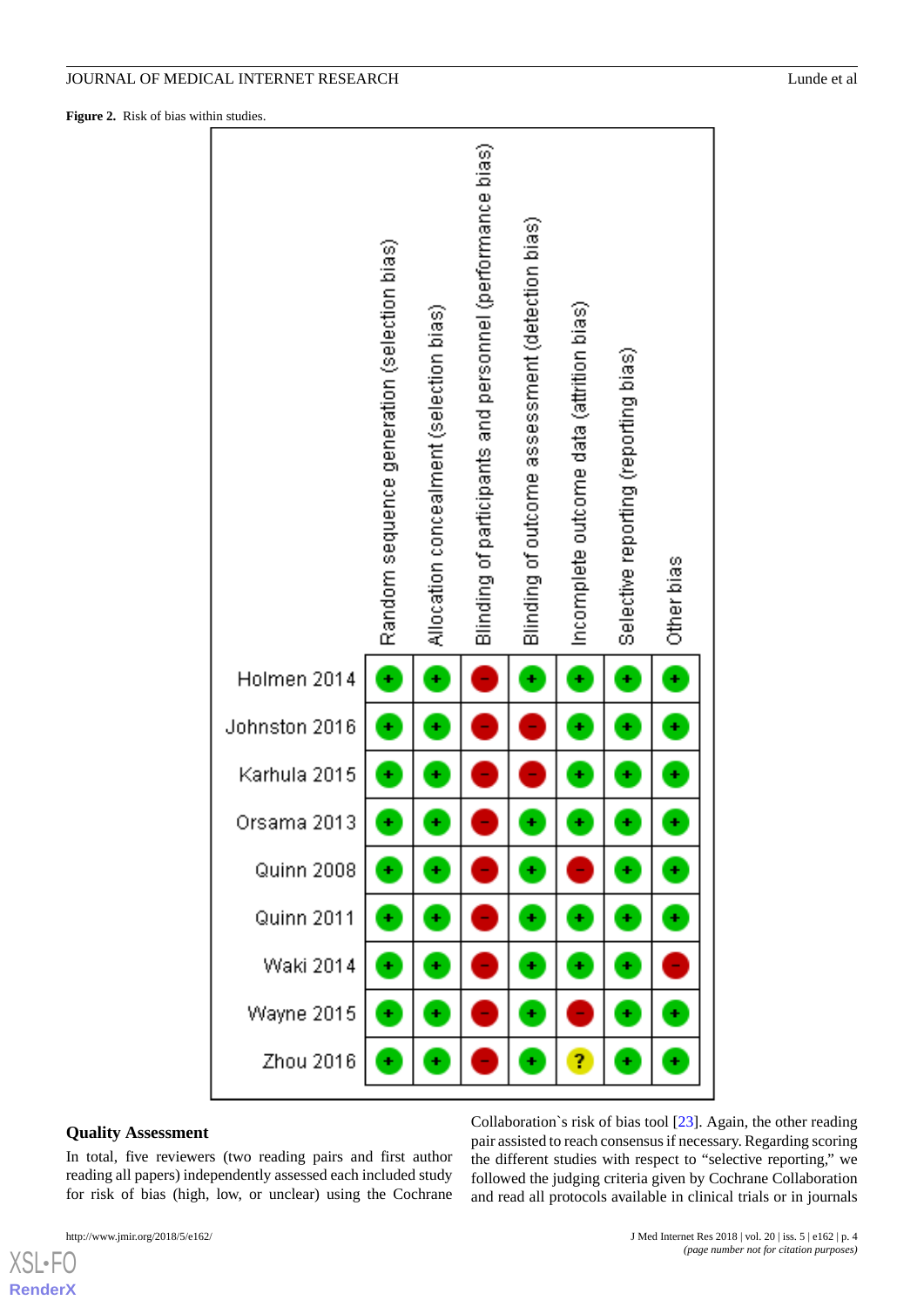**Figure 2.** Risk of bias within studies.

| | Random sequence generation (selection bias) | Allocation concealment (selection bias) | Blinding of participants and personnel (performance bias) | Blinding of outcome assessment (detection bias) | Incomplete outcome data (attrition bias) | Selective reporting (reporting bias) | Other bias |
|---|---|---|---|---|---|---|---|
| Holmen 2014 | + | + | − | + | + | + | + |
| Johnston 2016 | + | + | − | − | + | + | + |
| Karhula 2015 | + | + | − | − | + | + | + |
| Orsama 2013 | + | + | − | + | + | + | + |
| Quinn 2008 | + | + | − | + | − | + | + |
| Quinn 2011 | + | + | − | + | + | + | + |
| Waki 2014 | + | + | − | + | + | + | − |
| Wayne 2015 | + | + | − | + | − | + | + |
| Zhou 2016 | + | + | − | + | ? | + | + |

### Quality Assessment

In total, five reviewers (two reading pairs and first author reading all papers) independently assessed each included study for risk of bias (high, low, or unclear) using the Cochrane Collaboration`s risk of bias tool [23]. Again, the other reading pair assisted to reach consensus if necessary. Regarding scoring the different studies with respect to "selective reporting," we followed the judging criteria given by Cochrane Collaboration and read all protocols available in clinical trials or in journals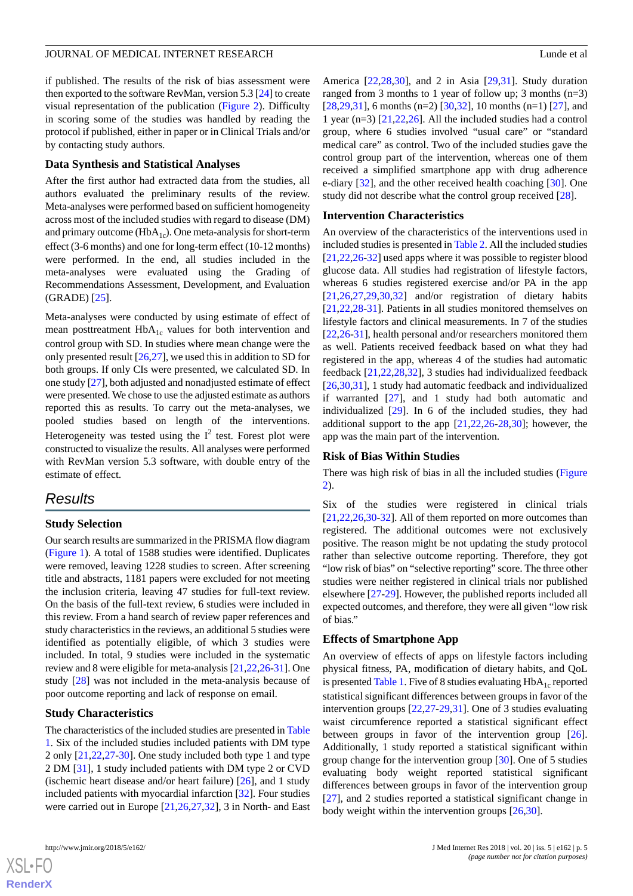if published. The results of the risk of bias assessment were then exported to the software RevMan, version 5.3 [24] to create visual representation of the publication (Figure 2). Difficulty in scoring some of the studies was handled by reading the protocol if published, either in paper or in Clinical Trials and/or by contacting study authors.

### Data Synthesis and Statistical Analyses

After the first author had extracted data from the studies, all authors evaluated the preliminary results of the review. Meta-analyses were performed based on sufficient homogeneity across most of the included studies with regard to disease (DM) and primary outcome ($HbA_{1c}$). One meta-analysis for short-term effect (3-6 months) and one for long-term effect (10-12 months) were performed. In the end, all studies included in the meta-analyses were evaluated using the Grading of Recommendations Assessment, Development, and Evaluation (GRADE) [25].

Meta-analyses were conducted by using estimate of effect of mean posttreatment $HbA_{1c}$ values for both intervention and control group with SD. In studies where mean change were the only presented result [26,27], we used this in addition to SD for both groups. If only CIs were presented, we calculated SD. In one study [27], both adjusted and nonadjusted estimate of effect were presented. We chose to use the adjusted estimate as authors reported this as results. To carry out the meta-analyses, we pooled studies based on length of the interventions. Heterogeneity was tested using the $I^2$ test. Forest plot were constructed to visualize the results. All analyses were performed with RevMan version 5.3 software, with double entry of the estimate of effect.

## Results

### Study Selection

Our search results are summarized in the PRISMA flow diagram (Figure 1). A total of 1588 studies were identified. Duplicates were removed, leaving 1228 studies to screen. After screening title and abstracts, 1181 papers were excluded for not meeting the inclusion criteria, leaving 47 studies for full-text review. On the basis of the full-text review, 6 studies were included in this review. From a hand search of review paper references and study characteristics in the reviews, an additional 5 studies were identified as potentially eligible, of which 3 studies were included. In total, 9 studies were included in the systematic review and 8 were eligible for meta-analysis [21,22,26-31]. One study [28] was not included in the meta-analysis because of poor outcome reporting and lack of response on email.

### Study Characteristics

The characteristics of the included studies are presented in Table 1. Six of the included studies included patients with DM type 2 only [21,22,27-30]. One study included both type 1 and type 2 DM [31], 1 study included patients with DM type 2 or CVD (ischemic heart disease and/or heart failure) [26], and 1 study included patients with myocardial infarction [32]. Four studies were carried out in Europe [21,26,27,32], 3 in North- and East America [22,28,30], and 2 in Asia [29,31]. Study duration ranged from 3 months to 1 year of follow up; 3 months (n=3) [28,29,31], 6 months (n=2) [30,32], 10 months (n=1) [27], and 1 year (n=3) [21,22,26]. All the included studies had a control group, where 6 studies involved "usual care" or "standard medical care" as control. Two of the included studies gave the control group part of the intervention, whereas one of them received a simplified smartphone app with drug adherence e-diary [32], and the other received health coaching [30]. One study did not describe what the control group received [28].

### Intervention Characteristics

An overview of the characteristics of the interventions used in included studies is presented in Table 2. All the included studies [21,22,26-32] used apps where it was possible to register blood glucose data. All studies had registration of lifestyle factors, whereas 6 studies registered exercise and/or PA in the app [21,26,27,29,30,32] and/or registration of dietary habits [21,22,28-31]. Patients in all studies monitored themselves on lifestyle factors and clinical measurements. In 7 of the studies [22,26-31], health personal and/or researchers monitored them as well. Patients received feedback based on what they had registered in the app, whereas 4 of the studies had automatic feedback [21,22,28,32], 3 studies had individualized feedback [26,30,31], 1 study had automatic feedback and individualized if warranted [27], and 1 study had both automatic and individualized [29]. In 6 of the included studies, they had additional support to the app [21,22,26-28,30]; however, the app was the main part of the intervention.

### Risk of Bias Within Studies

There was high risk of bias in all the included studies (Figure 2).

Six of the studies were registered in clinical trials [21,22,26,30-32]. All of them reported on more outcomes than registered. The additional outcomes were not exclusively positive. The reason might be not updating the study protocol rather than selective outcome reporting. Therefore, they got "low risk of bias" on "selective reporting" score. The three other studies were neither registered in clinical trials nor published elsewhere [27-29]. However, the published reports included all expected outcomes, and therefore, they were all given "low risk of bias."

### Effects of Smartphone App

An overview of effects of apps on lifestyle factors including physical fitness, PA, modification of dietary habits, and QoL is presented Table 1. Five of 8 studies evaluating $HbA_{1c}$ reported statistical significant differences between groups in favor of the intervention groups [22,27-29,31]. One of 3 studies evaluating waist circumference reported a statistical significant effect between groups in favor of the intervention group [26]. Additionally, 1 study reported a statistical significant within group change for the intervention group [30]. One of 5 studies evaluating body weight reported statistical significant differences between groups in favor of the intervention group [27], and 2 studies reported a statistical significant change in body weight within the intervention groups [26,30].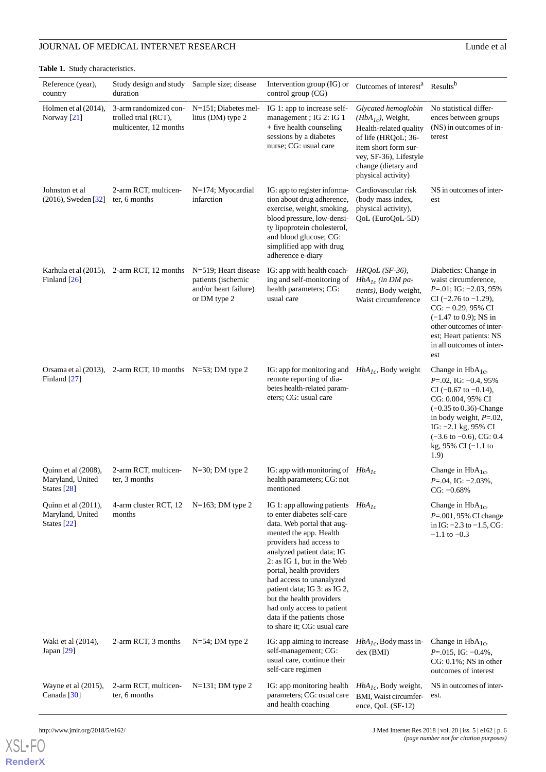**Table 1.** Study characteristics.

| Reference (year), country | Study design and study duration | Sample size; disease | Intervention group (IG) or control group (CG) | Outcomes of interest[a] | Results[b] |
|---|---|---|---|---|---|
| Holmen et al (2014), Norway [21] | 3-arm randomized controlled trial (RCT), multicenter, 12 months | N=151; Diabetes mellitus (DM) type 2 | IG 1: app to increase self-management ; IG 2: IG 1 + five health counseling sessions by a diabetes nurse; CG: usual care | *Glycated hemoglobin ($HbA_{1c}$)*, Weight, Health-related quality of life (HRQoL; 36-item short form survey, SF-36), Lifestyle change (dietary and physical activity) | No statistical differences between groups (NS) in outcomes of interest |
| Johnston et al (2016), Sweden [32] | 2-arm RCT, multicenter, 6 months | N=174; Myocardial infarction | IG: app to register information about drug adherence, exercise, weight, smoking, blood pressure, low-density lipoprotein cholesterol, and blood glucose; CG: simplified app with drug adherence e-diary | Cardiovascular risk (body mass index, physical activity), QoL (EuroQoL-5D) | NS in outcomes of interest |
| Karhula et al (2015), Finland [26] | 2-arm RCT, 12 months | N=519; Heart disease patients (ischemic and/or heart failure) or DM type 2 | IG: app with health coaching and self-monitoring of health parameters; CG: usual care | *HRQoL (SF-36), $HbA_{1c}$ (in DM patients)*, Body weight, Waist circumference | Diabetics: Change in waist circumference, $P$=.01; IG: −2.03, 95% CI (−2.76 to −1.29), CG: − 0.29, 95% CI (−1.47 to 0.9); NS in other outcomes of interest; Heart patients: NS in all outcomes of interest |
| Orsama et al (2013), Finland [27] | 2-arm RCT, 10 months | N=53; DM type 2 | IG: app for monitoring and remote reporting of diabetes health-related parameters; CG: usual care | *$HbA_{1c}$*, Body weight | Change in $HbA_{1c}$, $P$=.02, IG: −0.4, 95% CI (−0.67 to −0.14), CG: 0.004, 95% CI (−0.35 to 0.36)-Change in body weight, $P$=.02, IG: −2.1 kg, 95% CI (−3.6 to −0.6), CG: 0.4 kg, 95% CI (−1.1 to 1.9) |
| Quinn et al (2008), Maryland, United States [28] | 2-arm RCT, multicenter, 3 months | N=30; DM type 2 | IG: app with monitoring of health parameters; CG: not mentioned | *$HbA_{1c}$* | Change in $HbA_{1c}$, $P$=.04, IG: −2.03%, CG: −0.68% |
| Quinn et al (2011), Maryland, United States [22] | 4-arm cluster RCT, 12 months | N=163; DM type 2 | IG 1: app allowing patients to enter diabetes self-care data. Web portal that augmented the app. Health providers had access to analyzed patient data; IG 2: as IG 1, but in the Web portal, health providers had access to unanalyzed patient data; IG 3: as IG 2, but the health providers had only access to patient data if the patients chose to share it; CG: usual care | *$HbA_{1c}$* | Change in $HbA_{1c}$, $P$=.001, 95% CI change in IG: −2.3 to −1.5, CG: −1.1 to −0.3 |
| Waki et al (2014), Japan [29] | 2-arm RCT, 3 months | N=54; DM type 2 | IG: app aiming to increase self-management; CG: usual care, continue their self-care regimen | *$HbA_{1c}$*, Body mass index (BMI) | Change in $HbA_{1c}$, $P$=.015, IG: −0.4%, CG: 0.1%; NS in other outcomes of interest |
| Wayne et al (2015), Canada [30] | 2-arm RCT, multicenter, 6 months | N=131; DM type 2 | IG: app monitoring health parameters; CG: usual care and health coaching | *$HbA_{1c}$*, Body weight, BMI, Waist circumference, QoL (SF-12) | NS in outcomes of interest. |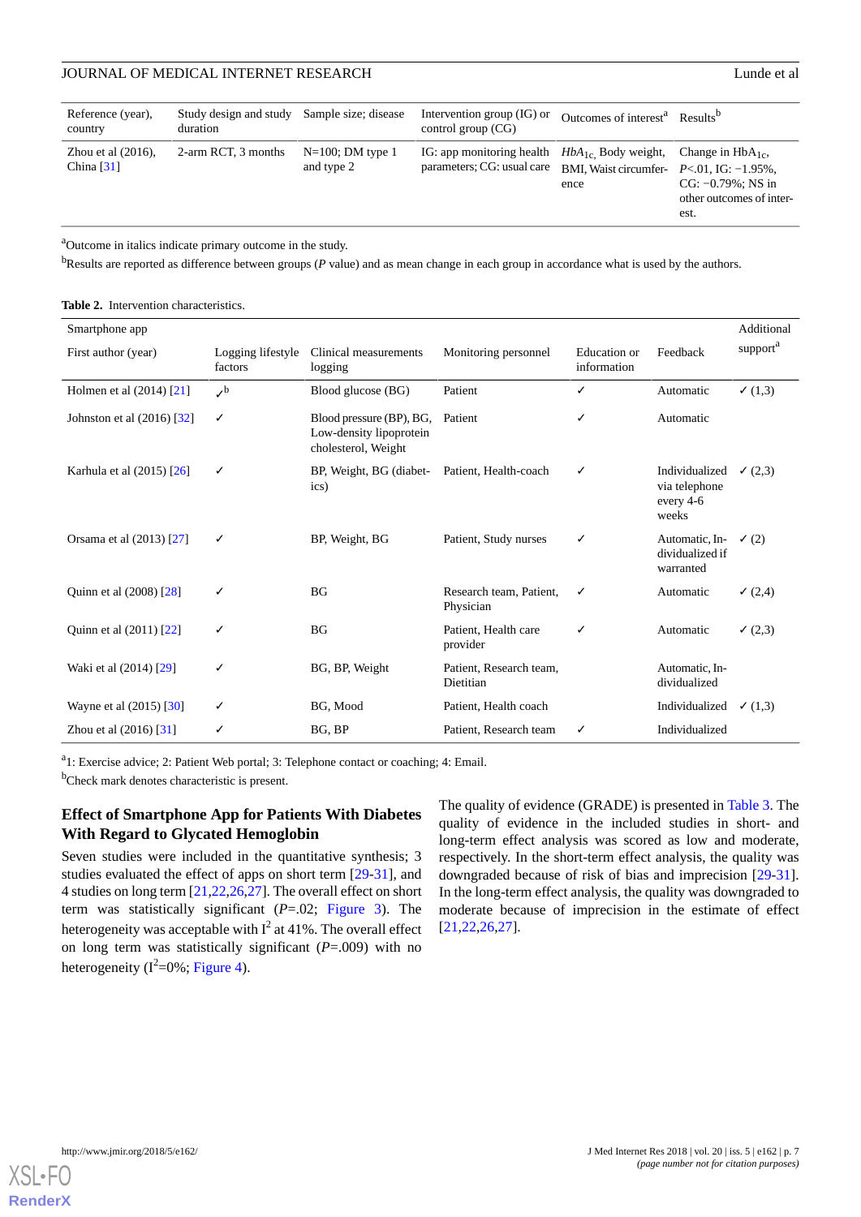| Reference (year), country | Study design and study duration | Sample size; disease | Intervention group (IG) or control group (CG) | Outcomes of interest[a] | Results[b] |
|---|---|---|---|---|---|
| Zhou et al (2016), China [31] | 2-arm RCT, 3 months | N=100; DM type 1 and type 2 | IG: app monitoring health parameters; CG: usual care | *$HbA_{1c}$*, Body weight, BMI, Waist circumference | Change in $HbA_{1c}$, $P<.01$, IG: −1.95%, CG: −0.79%; NS in other outcomes of interest. |

[a]Outcome in italics indicate primary outcome in the study.

[b]Results are reported as difference between groups (*P* value) and as mean change in each group in accordance what is used by the authors.

**Table 2.** Intervention characteristics.

| Smartphone app | | | | | | |
|---|---|---|---|---|---|---|
| First author (year) | Logging lifestyle factors | Clinical measurements logging | Monitoring personnel | Education or information | Feedback | Additional support[a] |
| Holmen et al (2014) [21] | ✓[b] | Blood glucose (BG) | Patient | ✓ | Automatic | ✓ (1,3) |
| Johnston et al (2016) [32] | ✓ | Blood pressure (BP), BG, Low-density lipoprotein cholesterol, Weight | Patient | ✓ | Automatic | |
| Karhula et al (2015) [26] | ✓ | BP, Weight, BG (diabetics) | Patient, Health-coach | ✓ | Individualized via telephone every 4-6 weeks | ✓ (2,3) |
| Orsama et al (2013) [27] | ✓ | BP, Weight, BG | Patient, Study nurses | ✓ | Automatic, Individualized if warranted | ✓ (2) |
| Quinn et al (2008) [28] | ✓ | BG | Research team, Patient, Physician | ✓ | Automatic | ✓ (2,4) |
| Quinn et al (2011) [22] | ✓ | BG | Patient, Health care provider | ✓ | Automatic | ✓ (2,3) |
| Waki et al (2014) [29] | ✓ | BG, BP, Weight | Patient, Research team, Dietitian | | Automatic, Individualized | |
| Wayne et al (2015) [30] | ✓ | BG, Mood | Patient, Health coach | | Individualized | ✓ (1,3) |
| Zhou et al (2016) [31] | ✓ | BG, BP | Patient, Research team | ✓ | Individualized | |

[a]1: Exercise advice; 2: Patient Web portal; 3: Telephone contact or coaching; 4: Email.

[b]Check mark denotes characteristic is present.

### Effect of Smartphone App for Patients With Diabetes With Regard to Glycated Hemoglobin

Seven studies were included in the quantitative synthesis; 3 studies evaluated the effect of apps on short term [29-31], and 4 studies on long term [21,22,26,27]. The overall effect on short term was statistically significant (*P*=.02; Figure 3). The heterogeneity was acceptable with $I^2$ at 41%. The overall effect on long term was statistically significant (*P*=.009) with no heterogeneity ($I^2$=0%; Figure 4).

The quality of evidence (GRADE) is presented in Table 3. The quality of evidence in the included studies in short- and long-term effect analysis was scored as low and moderate, respectively. In the short-term effect analysis, the quality was downgraded because of risk of bias and imprecision [29-31]. In the long-term effect analysis, the quality was downgraded to moderate because of imprecision in the estimate of effect [21,22,26,27].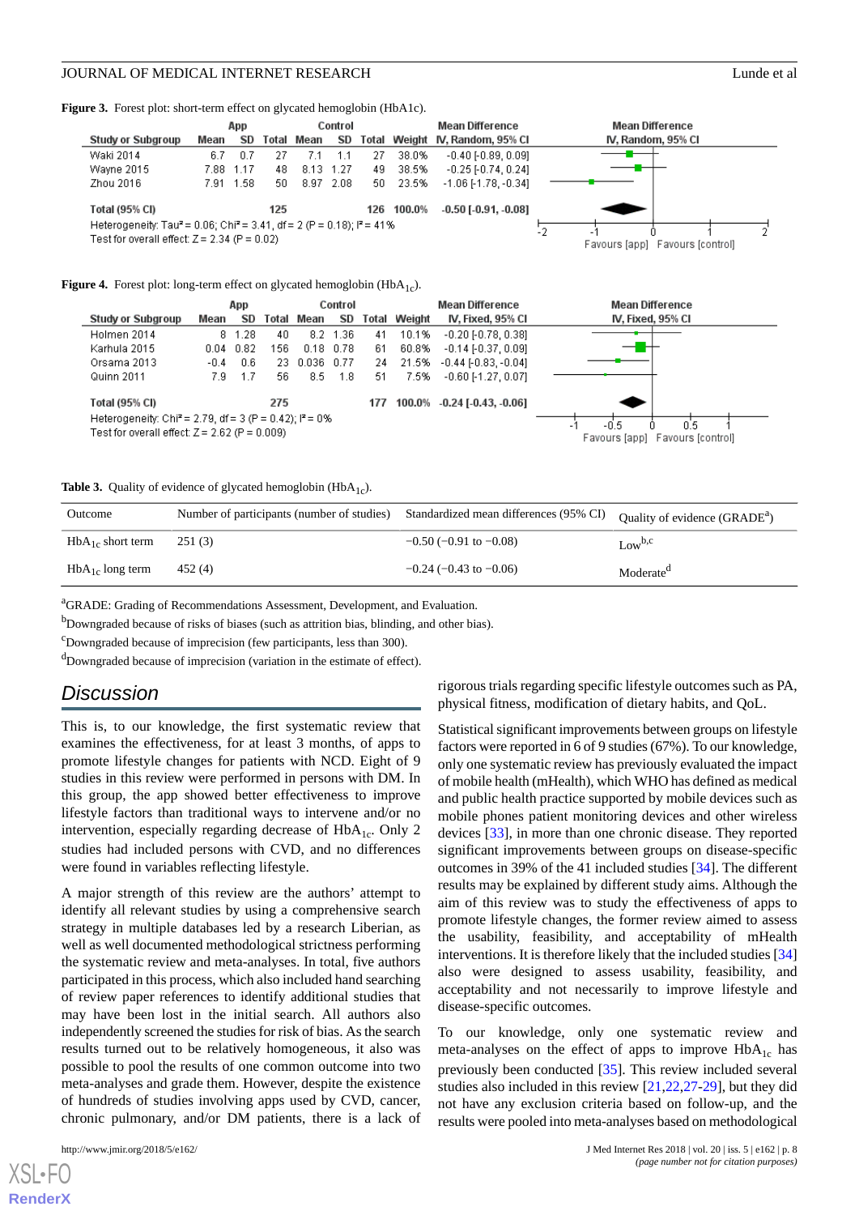**Figure 3.** Forest plot: short-term effect on glycated hemoglobin (HbA1c).

| Study or Subgroup | App Mean | App SD | App Total | Control Mean | Control SD | Control Total | Weight | Mean Difference IV, Random, 95% CI |
|---|---|---|---|---|---|---|---|---|
| Waki 2014 | 6.7 | 0.7 | 27 | 7.1 | 1.1 | 27 | 38.0% | -0.40 [-0.89, 0.09] |
| Wayne 2015 | 7.88 | 1.17 | 48 | 8.13 | 1.27 | 49 | 38.5% | -0.25 [-0.74, 0.24] |
| Zhou 2016 | 7.91 | 1.58 | 50 | 8.97 | 2.08 | 50 | 23.5% | -1.06 [-1.78, -0.34] |
| **Total (95% CI)** | | | **125** | | | **126** | **100.0%** | **-0.50 [-0.91, -0.08]** |

Heterogeneity: $Tau^2 = 0.06$; $Chi^2 = 3.41$, df = 2 (P = 0.18); $I^2 = 41\%$
Test for overall effect: Z = 2.34 (P = 0.02)

**Figure 4.** Forest plot: long-term effect on glycated hemoglobin ($HbA_{1c}$).

| Study or Subgroup | App Mean | App SD | App Total | Control Mean | Control SD | Control Total | Weight | Mean Difference IV, Fixed, 95% CI |
|---|---|---|---|---|---|---|---|---|
| Holmen 2014 | 8 | 1.28 | 40 | 8.2 | 1.36 | 41 | 10.1% | -0.20 [-0.78, 0.38] |
| Karhula 2015 | 0.04 | 0.82 | 156 | 0.18 | 0.78 | 61 | 60.8% | -0.14 [-0.37, 0.09] |
| Orsama 2013 | -0.4 | 0.6 | 23 | 0.036 | 0.77 | 24 | 21.5% | -0.44 [-0.83, -0.04] |
| Quinn 2011 | 7.9 | 1.7 | 56 | 8.5 | 1.8 | 51 | 7.5% | -0.60 [-1.27, 0.07] |
| **Total (95% CI)** | | | **275** | | | **177** | **100.0%** | **-0.24 [-0.43, -0.06]** |

Heterogeneity: $Chi^2 = 2.79$, df = 3 (P = 0.42); $I^2 = 0\%$
Test for overall effect: Z = 2.62 (P = 0.009)

**Table 3.** Quality of evidence of glycated hemoglobin ($HbA_{1c}$).

| Outcome | Number of participants (number of studies) | Standardized mean differences (95% CI) | Quality of evidence (GRADE[a]) |
|---|---|---|---|
| $HbA_{1c}$ short term | 251 (3) | −0.50 (−0.91 to −0.08) | Low[b,c] |
| $HbA_{1c}$ long term | 452 (4) | −0.24 (−0.43 to −0.06) | Moderate[d] |

[a]GRADE: Grading of Recommendations Assessment, Development, and Evaluation.

[b]Downgraded because of risks of biases (such as attrition bias, blinding, and other bias).

[c]Downgraded because of imprecision (few participants, less than 300).

[d]Downgraded because of imprecision (variation in the estimate of effect).

## Discussion

This is, to our knowledge, the first systematic review that examines the effectiveness, for at least 3 months, of apps to promote lifestyle changes for patients with NCD. Eight of 9 studies in this review were performed in persons with DM. In this group, the app showed better effectiveness to improve lifestyle factors than traditional ways to intervene and/or no intervention, especially regarding decrease of $HbA_{1c}$. Only 2 studies had included persons with CVD, and no differences were found in variables reflecting lifestyle.

A major strength of this review are the authors' attempt to identify all relevant studies by using a comprehensive search strategy in multiple databases led by a research Liberian, as well as well documented methodological strictness performing the systematic review and meta-analyses. In total, five authors participated in this process, which also included hand searching of review paper references to identify additional studies that may have been lost in the initial search. All authors also independently screened the studies for risk of bias. As the search results turned out to be relatively homogeneous, it also was possible to pool the results of one common outcome into two meta-analyses and grade them. However, despite the existence of hundreds of studies involving apps used by CVD, cancer, chronic pulmonary, and/or DM patients, there is a lack of rigorous trials regarding specific lifestyle outcomes such as PA, physical fitness, modification of dietary habits, and QoL.

Statistical significant improvements between groups on lifestyle factors were reported in 6 of 9 studies (67%). To our knowledge, only one systematic review has previously evaluated the impact of mobile health (mHealth), which WHO has defined as medical and public health practice supported by mobile devices such as mobile phones patient monitoring devices and other wireless devices [33], in more than one chronic disease. They reported significant improvements between groups on disease-specific outcomes in 39% of the 41 included studies [34]. The different results may be explained by different study aims. Although the aim of this review was to study the effectiveness of apps to promote lifestyle changes, the former review aimed to assess the usability, feasibility, and acceptability of mHealth interventions. It is therefore likely that the included studies [34] also were designed to assess usability, feasibility, and acceptability and not necessarily to improve lifestyle and disease-specific outcomes.

To our knowledge, only one systematic review and meta-analyses on the effect of apps to improve $HbA_{1c}$ has previously been conducted [35]. This review included several studies also included in this review [21,22,27-29], but they did not have any exclusion criteria based on follow-up, and the results were pooled into meta-analyses based on methodological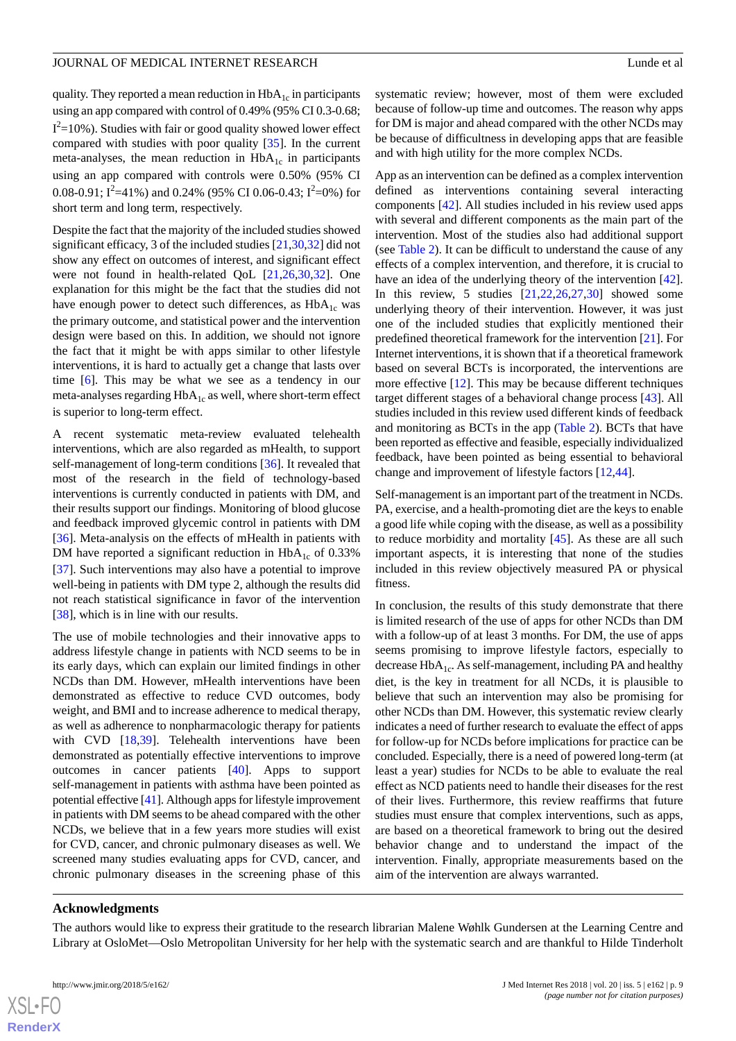quality. They reported a mean reduction in $HbA_{1c}$ in participants using an app compared with control of 0.49% (95% CI 0.3-0.68; $I^2$=10%). Studies with fair or good quality showed lower effect compared with studies with poor quality [35]. In the current meta-analyses, the mean reduction in $HbA_{1c}$ in participants using an app compared with controls were 0.50% (95% CI 0.08-0.91; $I^2$=41%) and 0.24% (95% CI 0.06-0.43; $I^2$=0%) for short term and long term, respectively.

Despite the fact that the majority of the included studies showed significant efficacy, 3 of the included studies [21,30,32] did not show any effect on outcomes of interest, and significant effect were not found in health-related QoL [21,26,30,32]. One explanation for this might be the fact that the studies did not have enough power to detect such differences, as $HbA_{1c}$ was the primary outcome, and statistical power and the intervention design were based on this. In addition, we should not ignore the fact that it might be with apps similar to other lifestyle interventions, it is hard to actually get a change that lasts over time [6]. This may be what we see as a tendency in our meta-analyses regarding $HbA_{1c}$ as well, where short-term effect is superior to long-term effect.

A recent systematic meta-review evaluated telehealth interventions, which are also regarded as mHealth, to support self-management of long-term conditions [36]. It revealed that most of the research in the field of technology-based interventions is currently conducted in patients with DM, and their results support our findings. Monitoring of blood glucose and feedback improved glycemic control in patients with DM [36]. Meta-analysis on the effects of mHealth in patients with DM have reported a significant reduction in $HbA_{1c}$ of 0.33% [37]. Such interventions may also have a potential to improve well-being in patients with DM type 2, although the results did not reach statistical significance in favor of the intervention [38], which is in line with our results.

The use of mobile technologies and their innovative apps to address lifestyle change in patients with NCD seems to be in its early days, which can explain our limited findings in other NCDs than DM. However, mHealth interventions have been demonstrated as effective to reduce CVD outcomes, body weight, and BMI and to increase adherence to medical therapy, as well as adherence to nonpharmacologic therapy for patients with CVD [18,39]. Telehealth interventions have been demonstrated as potentially effective interventions to improve outcomes in cancer patients [40]. Apps to support self-management in patients with asthma have been pointed as potential effective [41]. Although apps for lifestyle improvement in patients with DM seems to be ahead compared with the other NCDs, we believe that in a few years more studies will exist for CVD, cancer, and chronic pulmonary diseases as well. We screened many studies evaluating apps for CVD, cancer, and chronic pulmonary diseases in the screening phase of this systematic review; however, most of them were excluded because of follow-up time and outcomes. The reason why apps for DM is major and ahead compared with the other NCDs may be because of difficultness in developing apps that are feasible and with high utility for the more complex NCDs.

App as an intervention can be defined as a complex intervention defined as interventions containing several interacting components [42]. All studies included in his review used apps with several and different components as the main part of the intervention. Most of the studies also had additional support (see Table 2). It can be difficult to understand the cause of any effects of a complex intervention, and therefore, it is crucial to have an idea of the underlying theory of the intervention [42]. In this review, 5 studies [21,22,26,27,30] showed some underlying theory of their intervention. However, it was just one of the included studies that explicitly mentioned their predefined theoretical framework for the intervention [21]. For Internet interventions, it is shown that if a theoretical framework based on several BCTs is incorporated, the interventions are more effective [12]. This may be because different techniques target different stages of a behavioral change process [43]. All studies included in this review used different kinds of feedback and monitoring as BCTs in the app (Table 2). BCTs that have been reported as effective and feasible, especially individualized feedback, have been pointed as being essential to behavioral change and improvement of lifestyle factors [12,44].

Self-management is an important part of the treatment in NCDs. PA, exercise, and a health-promoting diet are the keys to enable a good life while coping with the disease, as well as a possibility to reduce morbidity and mortality [45]. As these are all such important aspects, it is interesting that none of the studies included in this review objectively measured PA or physical fitness.

In conclusion, the results of this study demonstrate that there is limited research of the use of apps for other NCDs than DM with a follow-up of at least 3 months. For DM, the use of apps seems promising to improve lifestyle factors, especially to decrease $HbA_{1c}$. As self-management, including PA and healthy diet, is the key in treatment for all NCDs, it is plausible to believe that such an intervention may also be promising for other NCDs than DM. However, this systematic review clearly indicates a need of further research to evaluate the effect of apps for follow-up for NCDs before implications for practice can be concluded. Especially, there is a need of powered long-term (at least a year) studies for NCDs to be able to evaluate the real effect as NCD patients need to handle their diseases for the rest of their lives. Furthermore, this review reaffirms that future studies must ensure that complex interventions, such as apps, are based on a theoretical framework to bring out the desired behavior change and to understand the impact of the intervention. Finally, appropriate measurements based on the aim of the intervention are always warranted.

## Acknowledgments

The authors would like to express their gratitude to the research librarian Malene Wøhlk Gundersen at the Learning Centre and Library at OsloMet—Oslo Metropolitan University for her help with the systematic search and are thankful to Hilde Tinderholt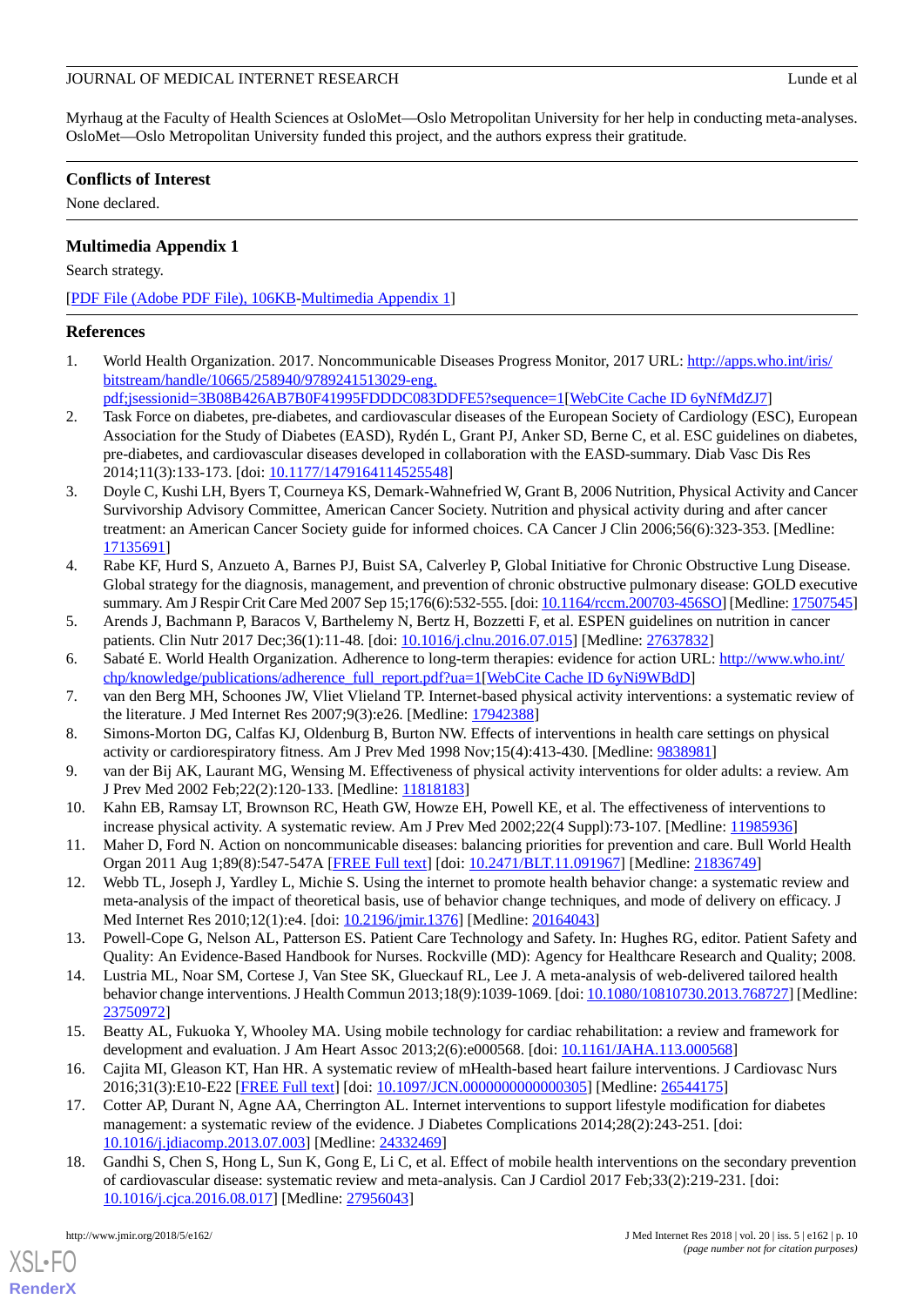Myrhaug at the Faculty of Health Sciences at OsloMet—Oslo Metropolitan University for her help in conducting meta-analyses. OsloMet—Oslo Metropolitan University funded this project, and the authors express their gratitude.

## Conflicts of Interest

None declared.

## Multimedia Appendix 1

Search strategy.

[PDF File (Adobe PDF File), 106KB-Multimedia Appendix 1]

## References

1. World Health Organization. 2017. Noncommunicable Diseases Progress Monitor, 2017 URL: http://apps.who.int/iris/bitstream/handle/10665/258940/9789241513029-eng.pdf;jsessionid=3B08B426AB7B0F41995FDDDC083DDFE5?sequence=1[WebCite Cache ID 6yNfMdZJ7]
2. Task Force on diabetes, pre-diabetes, and cardiovascular diseases of the European Society of Cardiology (ESC), European Association for the Study of Diabetes (EASD), Rydén L, Grant PJ, Anker SD, Berne C, et al. ESC guidelines on diabetes, pre-diabetes, and cardiovascular diseases developed in collaboration with the EASD-summary. Diab Vasc Dis Res 2014;11(3):133-173. [doi: 10.1177/1479164114525548]
3. Doyle C, Kushi LH, Byers T, Courneya KS, Demark-Wahnefried W, Grant B, 2006 Nutrition, Physical Activity and Cancer Survivorship Advisory Committee, American Cancer Society. Nutrition and physical activity during and after cancer treatment: an American Cancer Society guide for informed choices. CA Cancer J Clin 2006;56(6):323-353. [Medline: 17135691]
4. Rabe KF, Hurd S, Anzueto A, Barnes PJ, Buist SA, Calverley P, Global Initiative for Chronic Obstructive Lung Disease. Global strategy for the diagnosis, management, and prevention of chronic obstructive pulmonary disease: GOLD executive summary. Am J Respir Crit Care Med 2007 Sep 15;176(6):532-555. [doi: 10.1164/rccm.200703-456SO] [Medline: 17507545]
5. Arends J, Bachmann P, Baracos V, Barthelemy N, Bertz H, Bozzetti F, et al. ESPEN guidelines on nutrition in cancer patients. Clin Nutr 2017 Dec;36(1):11-48. [doi: 10.1016/j.clnu.2016.07.015] [Medline: 27637832]
6. Sabaté E. World Health Organization. Adherence to long-term therapies: evidence for action URL: http://www.who.int/chp/knowledge/publications/adherence_full_report.pdf?ua=1[WebCite Cache ID 6yNi9WBdD]
7. van den Berg MH, Schoones JW, Vliet Vlieland TP. Internet-based physical activity interventions: a systematic review of the literature. J Med Internet Res 2007;9(3):e26. [Medline: 17942388]
8. Simons-Morton DG, Calfas KJ, Oldenburg B, Burton NW. Effects of interventions in health care settings on physical activity or cardiorespiratory fitness. Am J Prev Med 1998 Nov;15(4):413-430. [Medline: 9838981]
9. van der Bij AK, Laurant MG, Wensing M. Effectiveness of physical activity interventions for older adults: a review. Am J Prev Med 2002 Feb;22(2):120-133. [Medline: 11818183]
10. Kahn EB, Ramsay LT, Brownson RC, Heath GW, Howze EH, Powell KE, et al. The effectiveness of interventions to increase physical activity. A systematic review. Am J Prev Med 2002;22(4 Suppl):73-107. [Medline: 11985936]
11. Maher D, Ford N. Action on noncommunicable diseases: balancing priorities for prevention and care. Bull World Health Organ 2011 Aug 1;89(8):547-547A [FREE Full text] [doi: 10.2471/BLT.11.091967] [Medline: 21836749]
12. Webb TL, Joseph J, Yardley L, Michie S. Using the internet to promote health behavior change: a systematic review and meta-analysis of the impact of theoretical basis, use of behavior change techniques, and mode of delivery on efficacy. J Med Internet Res 2010;12(1):e4. [doi: 10.2196/jmir.1376] [Medline: 20164043]
13. Powell-Cope G, Nelson AL, Patterson ES. Patient Care Technology and Safety. In: Hughes RG, editor. Patient Safety and Quality: An Evidence-Based Handbook for Nurses. Rockville (MD): Agency for Healthcare Research and Quality; 2008.
14. Lustria ML, Noar SM, Cortese J, Van Stee SK, Glueckauf RL, Lee J. A meta-analysis of web-delivered tailored health behavior change interventions. J Health Commun 2013;18(9):1039-1069. [doi: 10.1080/10810730.2013.768727] [Medline: 23750972]
15. Beatty AL, Fukuoka Y, Whooley MA. Using mobile technology for cardiac rehabilitation: a review and framework for development and evaluation. J Am Heart Assoc 2013;2(6):e000568. [doi: 10.1161/JAHA.113.000568]
16. Cajita MI, Gleason KT, Han HR. A systematic review of mHealth-based heart failure interventions. J Cardiovasc Nurs 2016;31(3):E10-E22 [FREE Full text] [doi: 10.1097/JCN.0000000000000305] [Medline: 26544175]
17. Cotter AP, Durant N, Agne AA, Cherrington AL. Internet interventions to support lifestyle modification for diabetes management: a systematic review of the evidence. J Diabetes Complications 2014;28(2):243-251. [doi: 10.1016/j.jdiacomp.2013.07.003] [Medline: 24332469]
18. Gandhi S, Chen S, Hong L, Sun K, Gong E, Li C, et al. Effect of mobile health interventions on the secondary prevention of cardiovascular disease: systematic review and meta-analysis. Can J Cardiol 2017 Feb;33(2):219-231. [doi: 10.1016/j.cjca.2016.08.017] [Medline: 27956043]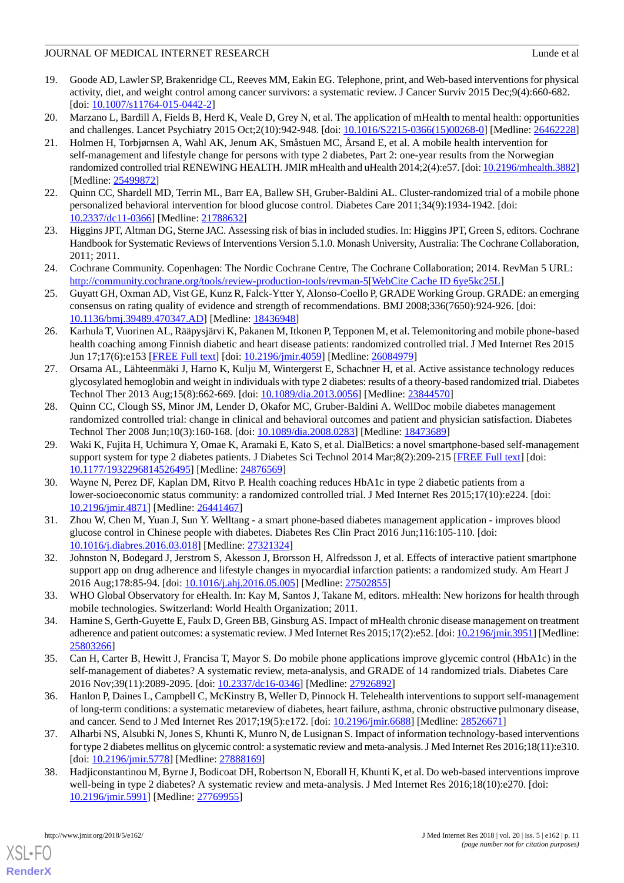19. Goode AD, Lawler SP, Brakenridge CL, Reeves MM, Eakin EG. Telephone, print, and Web-based interventions for physical activity, diet, and weight control among cancer survivors: a systematic review. J Cancer Surviv 2015 Dec;9(4):660-682. [doi: 10.1007/s11764-015-0442-2]
20. Marzano L, Bardill A, Fields B, Herd K, Veale D, Grey N, et al. The application of mHealth to mental health: opportunities and challenges. Lancet Psychiatry 2015 Oct;2(10):942-948. [doi: 10.1016/S2215-0366(15)00268-0] [Medline: 26462228]
21. Holmen H, Torbjørnsen A, Wahl AK, Jenum AK, Småstuen MC, Årsand E, et al. A mobile health intervention for self-management and lifestyle change for persons with type 2 diabetes, Part 2: one-year results from the Norwegian randomized controlled trial RENEWING HEALTH. JMIR mHealth and uHealth 2014;2(4):e57. [doi: 10.2196/mhealth.3882] [Medline: 25499872]
22. Quinn CC, Shardell MD, Terrin ML, Barr EA, Ballew SH, Gruber-Baldini AL. Cluster-randomized trial of a mobile phone personalized behavioral intervention for blood glucose control. Diabetes Care 2011;34(9):1934-1942. [doi: 10.2337/dc11-0366] [Medline: 21788632]
23. Higgins JPT, Altman DG, Sterne JAC. Assessing risk of bias in included studies. In: Higgins JPT, Green S, editors. Cochrane Handbook for Systematic Reviews of Interventions Version 5.1.0. Monash University, Australia: The Cochrane Collaboration, 2011; 2011.
24. Cochrane Community. Copenhagen: The Nordic Cochrane Centre, The Cochrane Collaboration; 2014. RevMan 5 URL: http://community.cochrane.org/tools/review-production-tools/revman-5[WebCite Cache ID 6ye5kc25L]
25. Guyatt GH, Oxman AD, Vist GE, Kunz R, Falck-Ytter Y, Alonso-Coello P, GRADE Working Group. GRADE: an emerging consensus on rating quality of evidence and strength of recommendations. BMJ 2008;336(7650):924-926. [doi: 10.1136/bmj.39489.470347.AD] [Medline: 18436948]
26. Karhula T, Vuorinen AL, Rääpysjärvi K, Pakanen M, Itkonen P, Tepponen M, et al. Telemonitoring and mobile phone-based health coaching among Finnish diabetic and heart disease patients: randomized controlled trial. J Med Internet Res 2015 Jun 17;17(6):e153 [FREE Full text] [doi: 10.2196/jmir.4059] [Medline: 26084979]
27. Orsama AL, Lähteenmäki J, Harno K, Kulju M, Wintergerst E, Schachner H, et al. Active assistance technology reduces glycosylated hemoglobin and weight in individuals with type 2 diabetes: results of a theory-based randomized trial. Diabetes Technol Ther 2013 Aug;15(8):662-669. [doi: 10.1089/dia.2013.0056] [Medline: 23844570]
28. Quinn CC, Clough SS, Minor JM, Lender D, Okafor MC, Gruber-Baldini A. WellDoc mobile diabetes management randomized controlled trial: change in clinical and behavioral outcomes and patient and physician satisfaction. Diabetes Technol Ther 2008 Jun;10(3):160-168. [doi: 10.1089/dia.2008.0283] [Medline: 18473689]
29. Waki K, Fujita H, Uchimura Y, Omae K, Aramaki E, Kato S, et al. DialBetics: a novel smartphone-based self-management support system for type 2 diabetes patients. J Diabetes Sci Technol 2014 Mar;8(2):209-215 [FREE Full text] [doi: 10.1177/1932296814526495] [Medline: 24876569]
30. Wayne N, Perez DF, Kaplan DM, Ritvo P. Health coaching reduces HbA1c in type 2 diabetic patients from a lower-socioeconomic status community: a randomized controlled trial. J Med Internet Res 2015;17(10):e224. [doi: 10.2196/jmir.4871] [Medline: 26441467]
31. Zhou W, Chen M, Yuan J, Sun Y. Welltang - a smart phone-based diabetes management application - improves blood glucose control in Chinese people with diabetes. Diabetes Res Clin Pract 2016 Jun;116:105-110. [doi: 10.1016/j.diabres.2016.03.018] [Medline: 27321324]
32. Johnston N, Bodegard J, Jerstrom S, Akesson J, Brorsson H, Alfredsson J, et al. Effects of interactive patient smartphone support app on drug adherence and lifestyle changes in myocardial infarction patients: a randomized study. Am Heart J 2016 Aug;178:85-94. [doi: 10.1016/j.ahj.2016.05.005] [Medline: 27502855]
33. WHO Global Observatory for eHealth. In: Kay M, Santos J, Takane M, editors. mHealth: New horizons for health through mobile technologies. Switzerland: World Health Organization; 2011.
34. Hamine S, Gerth-Guyette E, Faulx D, Green BB, Ginsburg AS. Impact of mHealth chronic disease management on treatment adherence and patient outcomes: a systematic review. J Med Internet Res 2015;17(2):e52. [doi: 10.2196/jmir.3951] [Medline: 25803266]
35. Can H, Carter B, Hewitt J, Francisa T, Mayor S. Do mobile phone applications improve glycemic control (HbA1c) in the self-management of diabetes? A systematic review, meta-analysis, and GRADE of 14 randomized trials. Diabetes Care 2016 Nov;39(11):2089-2095. [doi: 10.2337/dc16-0346] [Medline: 27926892]
36. Hanlon P, Daines L, Campbell C, McKinstry B, Weller D, Pinnock H. Telehealth interventions to support self-management of long-term conditions: a systematic metareview of diabetes, heart failure, asthma, chronic obstructive pulmonary disease, and cancer. Send to J Med Internet Res 2017;19(5):e172. [doi: 10.2196/jmir.6688] [Medline: 28526671]
37. Alharbi NS, Alsubki N, Jones S, Khunti K, Munro N, de Lusignan S. Impact of information technology-based interventions for type 2 diabetes mellitus on glycemic control: a systematic review and meta-analysis. J Med Internet Res 2016;18(11):e310. [doi: 10.2196/jmir.5778] [Medline: 27888169]
38. Hadjiconstantinou M, Byrne J, Bodicoat DH, Robertson N, Eborall H, Khunti K, et al. Do web-based interventions improve well-being in type 2 diabetes? A systematic review and meta-analysis. J Med Internet Res 2016;18(10):e270. [doi: 10.2196/jmir.5991] [Medline: 27769955]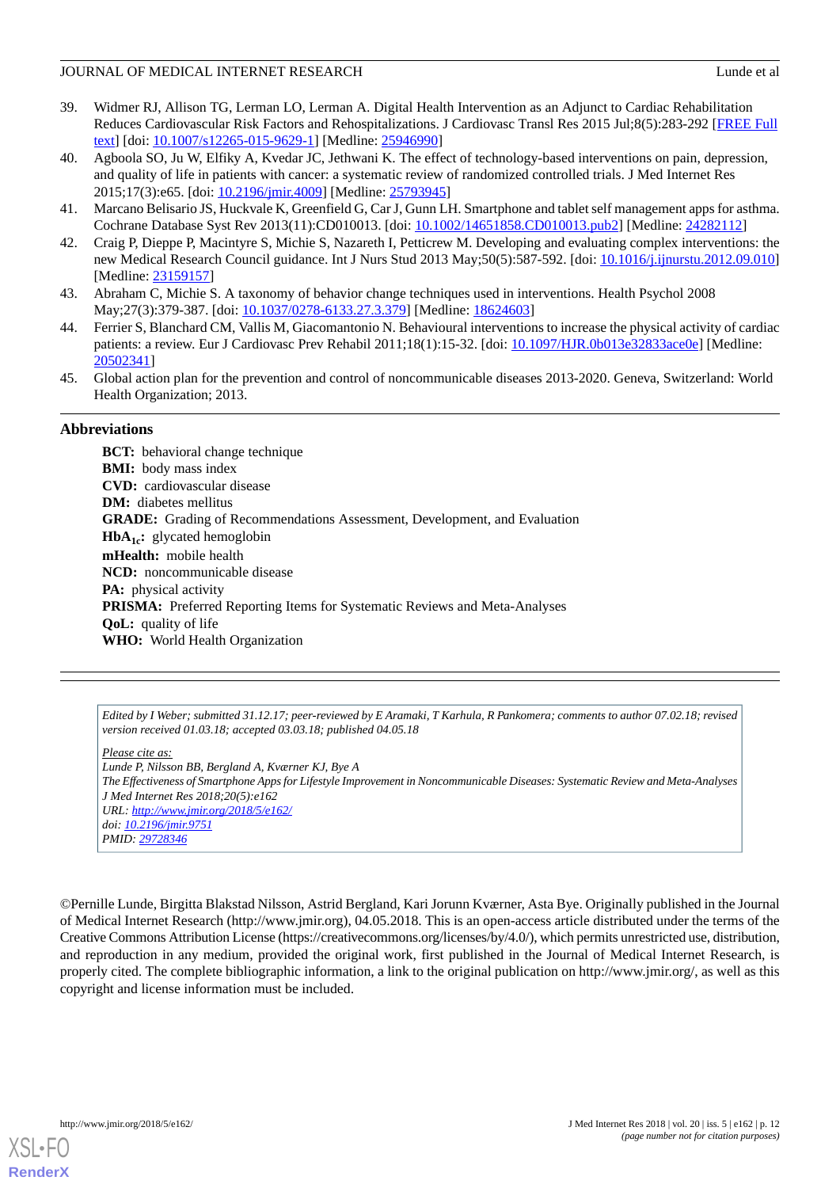39. Widmer RJ, Allison TG, Lerman LO, Lerman A. Digital Health Intervention as an Adjunct to Cardiac Rehabilitation Reduces Cardiovascular Risk Factors and Rehospitalizations. J Cardiovasc Transl Res 2015 Jul;8(5):283-292 [FREE Full text] [doi: 10.1007/s12265-015-9629-1] [Medline: 25946990]
40. Agboola SO, Ju W, Elfiky A, Kvedar JC, Jethwani K. The effect of technology-based interventions on pain, depression, and quality of life in patients with cancer: a systematic review of randomized controlled trials. J Med Internet Res 2015;17(3):e65. [doi: 10.2196/jmir.4009] [Medline: 25793945]
41. Marcano Belisario JS, Huckvale K, Greenfield G, Car J, Gunn LH. Smartphone and tablet self management apps for asthma. Cochrane Database Syst Rev 2013(11):CD010013. [doi: 10.1002/14651858.CD010013.pub2] [Medline: 24282112]
42. Craig P, Dieppe P, Macintyre S, Michie S, Nazareth I, Petticrew M. Developing and evaluating complex interventions: the new Medical Research Council guidance. Int J Nurs Stud 2013 May;50(5):587-592. [doi: 10.1016/j.ijnurstu.2012.09.010] [Medline: 23159157]
43. Abraham C, Michie S. A taxonomy of behavior change techniques used in interventions. Health Psychol 2008 May;27(3):379-387. [doi: 10.1037/0278-6133.27.3.379] [Medline: 18624603]
44. Ferrier S, Blanchard CM, Vallis M, Giacomantonio N. Behavioural interventions to increase the physical activity of cardiac patients: a review. Eur J Cardiovasc Prev Rehabil 2011;18(1):15-32. [doi: 10.1097/HJR.0b013e32833ace0e] [Medline: 20502341]
45. Global action plan for the prevention and control of noncommunicable diseases 2013-2020. Geneva, Switzerland: World Health Organization; 2013.

## Abbreviations

**BCT:** behavioral change technique
**BMI:** body mass index
**CVD:** cardiovascular disease
**DM:** diabetes mellitus
**GRADE:** Grading of Recommendations Assessment, Development, and Evaluation
**$HbA_{1c}$:** glycated hemoglobin
**mHealth:** mobile health
**NCD:** noncommunicable disease
**PA:** physical activity
**PRISMA:** Preferred Reporting Items for Systematic Reviews and Meta-Analyses
**QoL:** quality of life
**WHO:** World Health Organization

*Edited by I Weber; submitted 31.12.17; peer-reviewed by E Aramaki, T Karhula, R Pankomera; comments to author 07.02.18; revised version received 01.03.18; accepted 03.03.18; published 04.05.18*

*Please cite as:*
*Lunde P, Nilsson BB, Bergland A, Kværner KJ, Bye A*
*The Effectiveness of Smartphone Apps for Lifestyle Improvement in Noncommunicable Diseases: Systematic Review and Meta-Analyses*
*J Med Internet Res 2018;20(5):e162*
*URL: http://www.jmir.org/2018/5/e162/*
*doi: 10.2196/jmir.9751*
*PMID: 29728346*

©Pernille Lunde, Birgitta Blakstad Nilsson, Astrid Bergland, Kari Jorunn Kværner, Asta Bye. Originally published in the Journal of Medical Internet Research (http://www.jmir.org), 04.05.2018. This is an open-access article distributed under the terms of the Creative Commons Attribution License (https://creativecommons.org/licenses/by/4.0/), which permits unrestricted use, distribution, and reproduction in any medium, provided the original work, first published in the Journal of Medical Internet Research, is properly cited. The complete bibliographic information, a link to the original publication on http://www.jmir.org/, as well as this copyright and license information must be included.